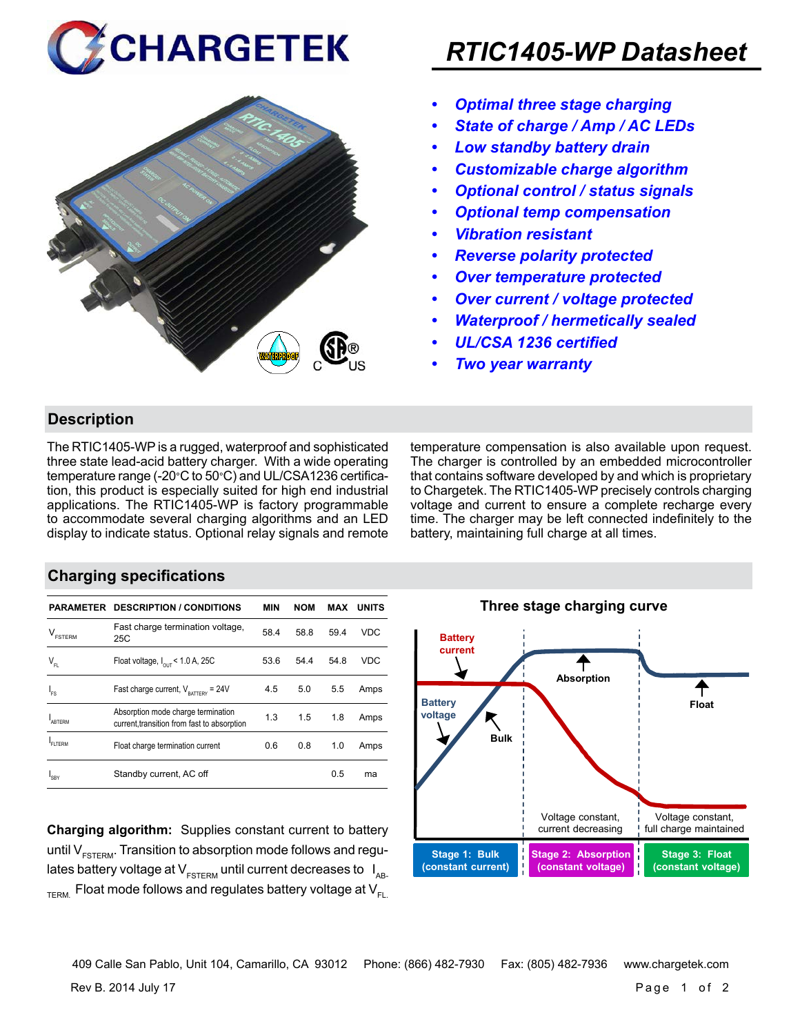# RTIC1405-WP Datasheet

- *Optimal three stage charging*
- *State of charge / Amp / AC LEDs*
- *Low standby battery drain*
- *Customizable charge algorithm*
- *Optional control / status signals*
- *Optional temp compensation*
- *Vibration resistant*
- *Reverse polarity protected*
- *Over temperature protected*
- *Over current / voltage protected*
- *Waterproof / hermetically sealed*
- *UL/CSA 1236 certified*
- *Two year warranty*

## Description

The RTIC1405-WP is a rugged, waterproof and sophisticated three state lead-acid battery charger. With a wide operating temperature range (-20°C to 50°C) and UL/CSA1236 certification, this product is especially suited for high end industrial applications. The RTIC1405-WP is factory programmable to accommodate several charging algorithms and an LED display to indicate status. Optional relay signals and remote temperature compensation is also available upon request. The charger is controlled by an embedded microcontroller that contains software developed by and which is proprietary to Chargetek. The RTIC1405-WP precisely controls charging voltage and current to ensure a complete recharge every time. The charger may be left connected indefinitely to the battery, maintaining full charge at all times.

## Charging specifications

| PARAMETER | DESCRIPTION / CONDITIONS | MIN | NOM | MAX | UNITS |
|---|---|---|---|---|---|
| $V_{FSTERM}$ | Fast charge termination voltage, 25C | 58.4 | 58.8 | 59.4 | VDC |
| $V_{FL}$ | Float voltage, $I_{OUT}$ < 1.0 A, 25C | 53.6 | 54.4 | 54.8 | VDC |
| $I_{FS}$ | Fast charge current, $V_{BATTERY}$ = 24V | 4.5 | 5.0 | 5.5 | Amps |
| $I_{ABTERM}$ | Absorption mode charge termination current,transition from fast to absorption | 1.3 | 1.5 | 1.8 | Amps |
| $I_{FLTERM}$ | Float charge termination current | 0.6 | 0.8 | 1.0 | Amps |
| $I_{SBY}$ | Standby current, AC off | | | 0.5 | ma |

**Charging algorithm:** Supplies constant current to battery until $V_{FSTERM}$. Transition to absorption mode follows and regulates battery voltage at $V_{FSTERM}$ until current decreases to $I_{AB-TERM}$. Float mode follows and regulates battery voltage at $V_{FL}$.

Three stage charging curve

Battery current

Battery voltage

Bulk

Absorption

Float

Voltage constant, current decreasing

Voltage constant, full charge maintained

Stage 1: Bulk (constant current)

Stage 2: Absorption (constant voltage)

Stage 3: Float (constant voltage)

409 Calle San Pablo, Unit 104, Camarillo, CA 93012 Phone: (866) 482-7930 Fax: (805) 482-7936 www.chargetek.com

Rev B. 2014 July 17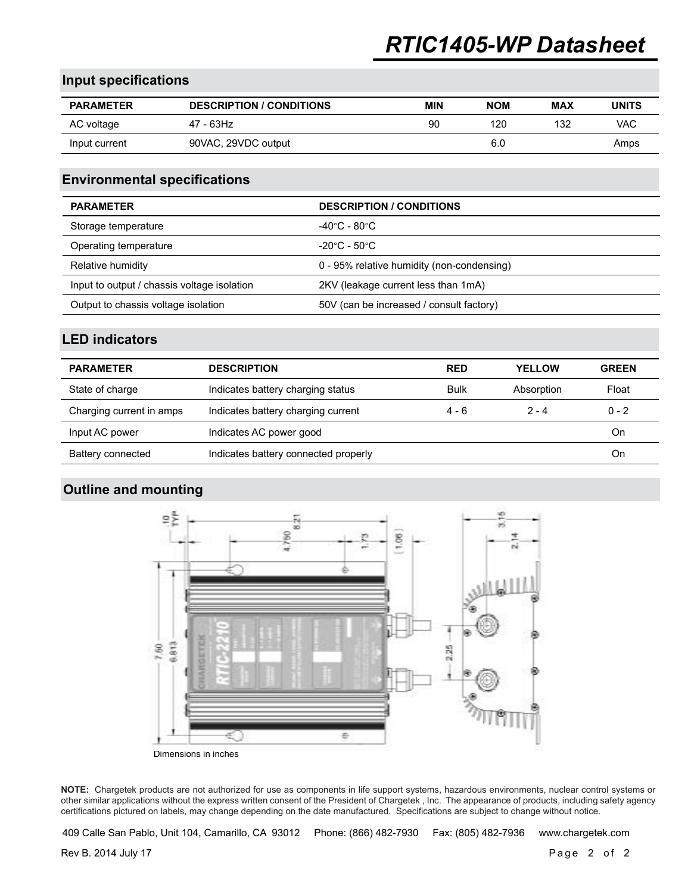# RTIC1405-WP Datasheet

## Input specifications

| PARAMETER | DESCRIPTION / CONDITIONS | MIN | NOM | MAX | UNITS |
|---|---|---|---|---|---|
| AC voltage | 47 - 63Hz | 90 | 120 | 132 | VAC |
| Input current | 90VAC, 29VDC output | | 6.0 | | Amps |

## Environmental specifications

| PARAMETER | DESCRIPTION / CONDITIONS |
|---|---|
| Storage temperature | -40°C - 80°C |
| Operating temperature | -20°C - 50°C |
| Relative humidity | 0 - 95% relative humidity (non-condensing) |
| Input to output / chassis voltage isolation | 2KV (leakage current less than 1mA) |
| Output to chassis voltage isolation | 50V (can be increased / consult factory) |

## LED indicators

| PARAMETER | DESCRIPTION | RED | YELLOW | GREEN |
|---|---|---|---|---|
| State of charge | Indicates battery charging status | Bulk | Absorption | Float |
| Charging current in amps | Indicates battery charging current | 4 - 6 | 2 - 4 | 0 - 2 |
| Input AC power | Indicates AC power good | | | On |
| Battery connected | Indicates battery connected properly | | | On |

## Outline and mounting

.10 TYP

8.21

4.750

1.73

(1.06)

3.15

2.14

7.60

6.813

2.25

CHARGETEK

RTIC-2210

Dimensions in inches

**NOTE:** Chargetek products are not authorized for use as components in life support systems, hazardous environments, nuclear control systems or other similar applications without the express written consent of the President of Chargetek , Inc. The appearance of products, including safety agency certifications pictured on labels, may change depending on the date manufactured. Specifications are subject to change without notice.

409 Calle San Pablo, Unit 104, Camarillo, CA 93012 Phone: (866) 482-7930 Fax: (805) 482-7936 www.chargetek.com

Rev B. 2014 July 17